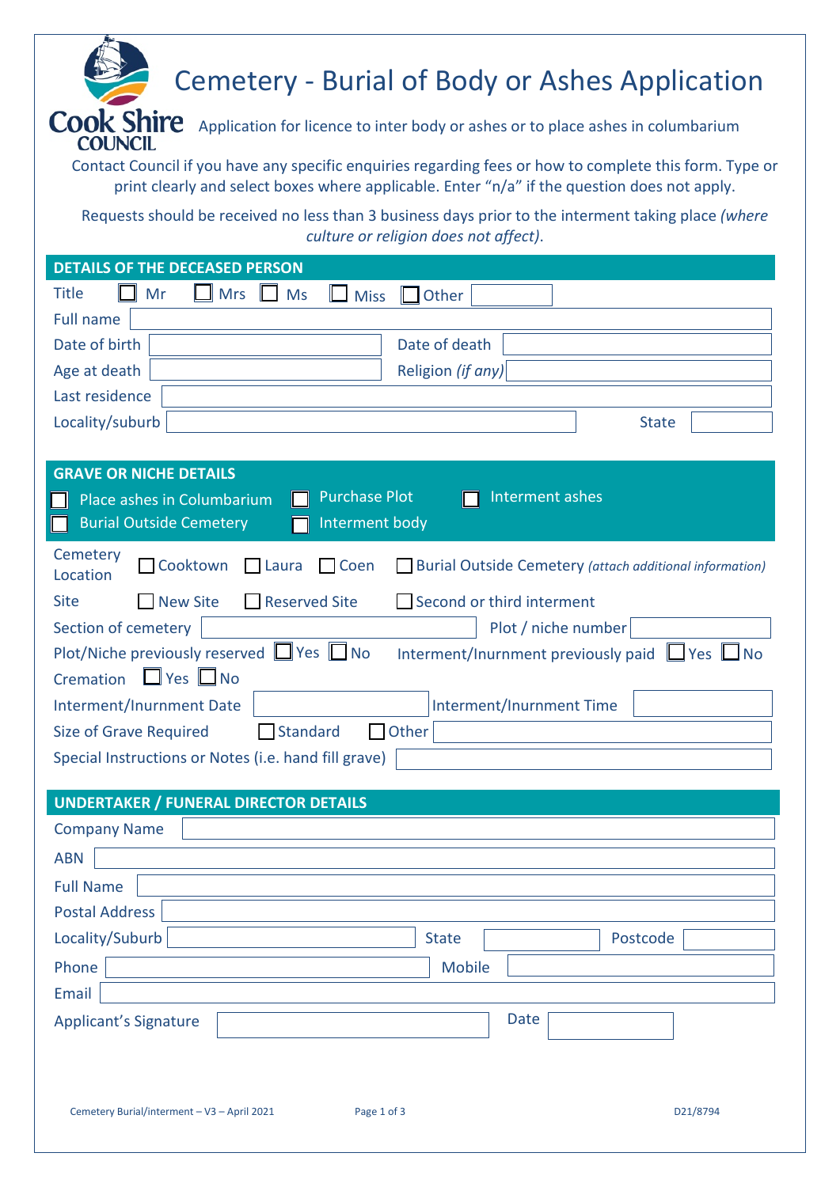# Cemetery - Burial of Body or Ashes Application

Cook Shire COUNCIL

Application for licence to inter body or ashes or to place ashes in columbarium

Contact Council if you have any specific enquiries regarding fees or how to complete this form. Type or print clearly and select boxes where applicable. Enter "n/a" if the question does not apply.

Requests should be received no less than 3 business days prior to the interment taking place *(where culture or religion does not affect)*.

## DETAILS OF THE DECEASED PERSON

Title ☐ Mr ☐ Mrs ☐ Ms ☐ Miss ☐ Other ____

Full name ____

Date of birth ____ Date of death ____

Age at death ____ Religion *(if any)* ____

Last residence ____

Locality/suburb ____ State ____

## GRAVE OR NICHE DETAILS

☐ Place ashes in Columbarium ☐ Purchase Plot ☐ Interment ashes

☐ Burial Outside Cemetery ☐ Interment body

Cemetery Location ☐ Cooktown ☐ Laura ☐ Coen ☐ Burial Outside Cemetery *(attach additional information)*

Site ☐ New Site ☐ Reserved Site ☐ Second or third interment

Section of cemetery ____ Plot / niche number ____

Plot/Niche previously reserved ☐ Yes ☐ No Interment/Inurnment previously paid ☐ Yes ☐ No

Cremation ☐ Yes ☐ No

Interment/Inurnment Date ____ Interment/Inurnment Time ____

Size of Grave Required ☐ Standard ☐ Other ____

Special Instructions or Notes (i.e. hand fill grave) ____

## UNDERTAKER / FUNERAL DIRECTOR DETAILS

Company Name ____

ABN ____

Full Name ____

Postal Address ____

Locality/Suburb ____ State ____ Postcode ____

Phone ____ Mobile ____

Email ____

Applicant's Signature ____ Date ____

Cemetery Burial/interment – V3 – April 2021 D21/8794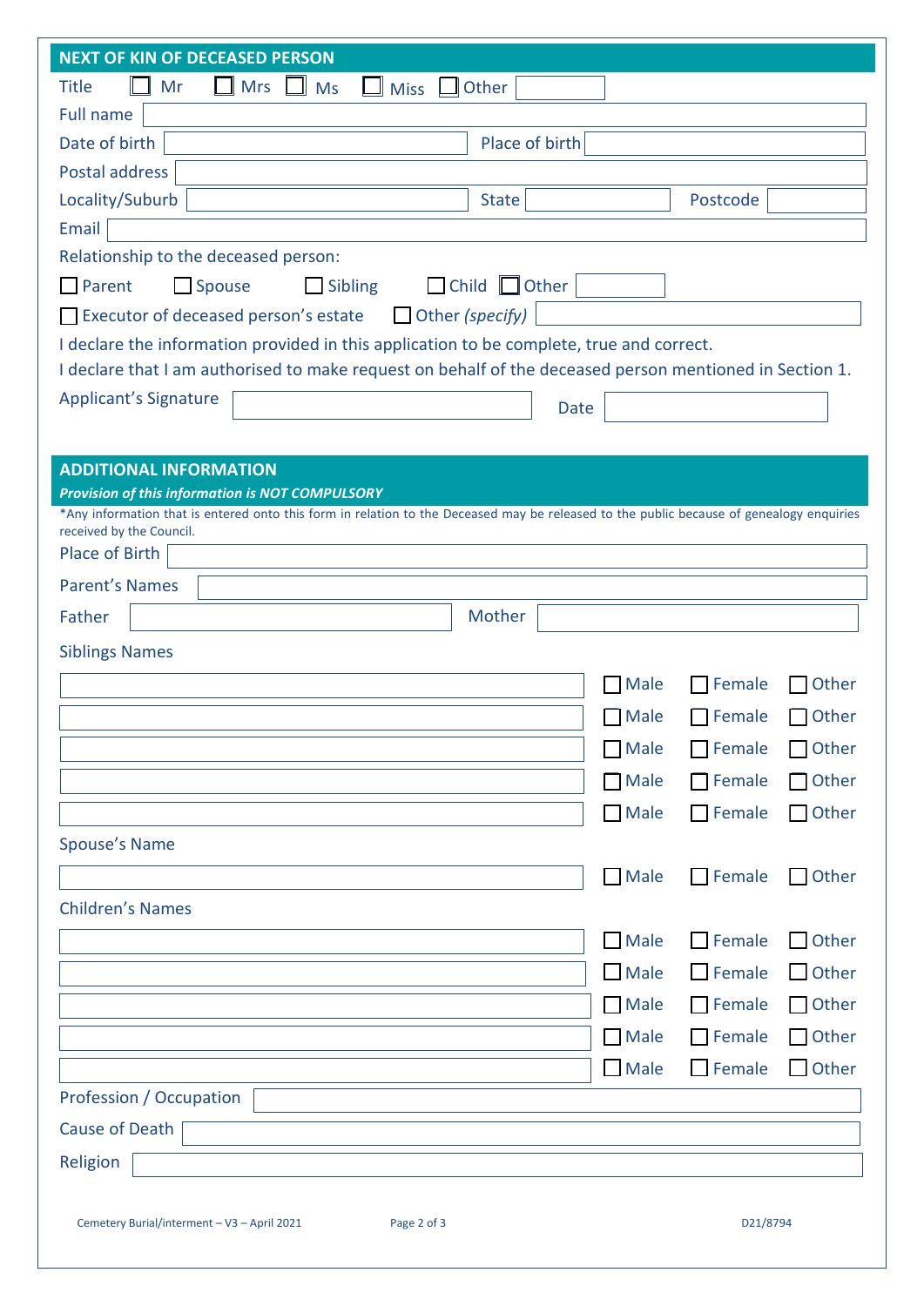## NEXT OF KIN OF DECEASED PERSON

Title ☐ Mr ☐ Mrs ☐ Ms ☐ Miss ☐ Other ________

Full name ________

Date of birth ________ Place of birth ________

Postal address ________

Locality/Suburb ________ State ________ Postcode ________

Email ________

Relationship to the deceased person:

☐ Parent ☐ Spouse ☐ Sibling ☐ Child ☐ Other ________

☐ Executor of deceased person's estate ☐ Other *(specify)* ________

I declare the information provided in this application to be complete, true and correct.

I declare that I am authorised to make request on behalf of the deceased person mentioned in Section 1.

Applicant's Signature ________ Date ________

## ADDITIONAL INFORMATION

***Provision of this information is NOT COMPULSORY***

*Any information that is entered onto this form in relation to the Deceased may be released to the public because of genealogy enquiries received by the Council.

Place of Birth ________

Parent's Names ________

Father ________ Mother ________

Siblings Names

________ ☐ Male ☐ Female ☐ Other

________ ☐ Male ☐ Female ☐ Other

________ ☐ Male ☐ Female ☐ Other

________ ☐ Male ☐ Female ☐ Other

________ ☐ Male ☐ Female ☐ Other

Spouse's Name

________ ☐ Male ☐ Female ☐ Other

Children's Names

________ ☐ Male ☐ Female ☐ Other

________ ☐ Male ☐ Female ☐ Other

________ ☐ Male ☐ Female ☐ Other

________ ☐ Male ☐ Female ☐ Other

________ ☐ Male ☐ Female ☐ Other

Profession / Occupation ________

Cause of Death ________

Religion ________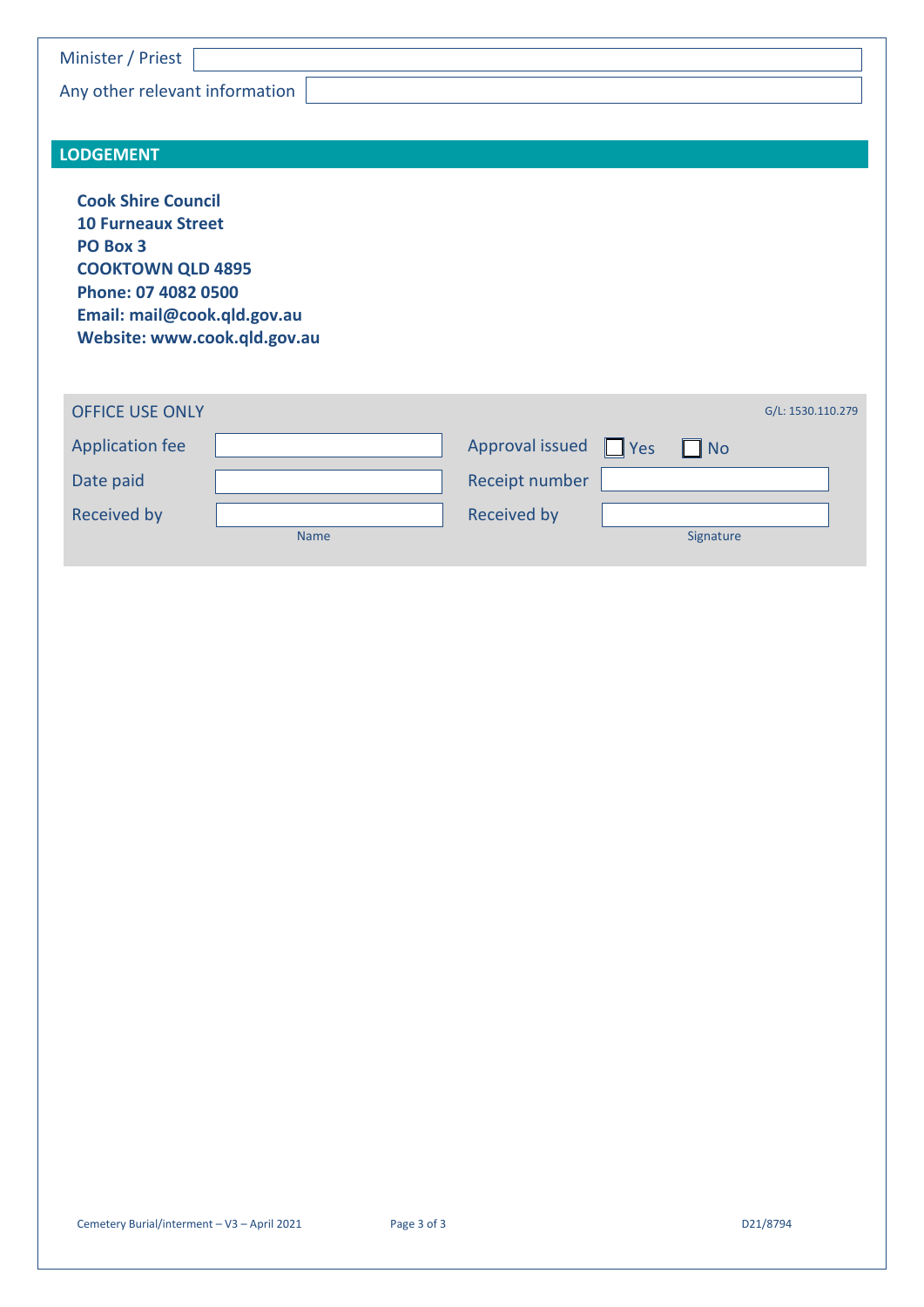Minister / Priest

Any other relevant information

## LODGEMENT

**Cook Shire Council**
**10 Furneaux Street**
**PO Box 3**
**COOKTOWN QLD 4895**
**Phone: 07 4082 0500**
**Email: mail@cook.qld.gov.au**
**Website: www.cook.qld.gov.au**

OFFICE USE ONLY

G/L: 1530.110.279

| | | | |
|---|---|---|---|
| Application fee | | Approval issued | ☐ Yes ☐ No |
| Date paid | | Receipt number | |
| Received by | Name | Received by | Signature |

Cemetery Burial/interment – V3 – April 2021

D21/8794